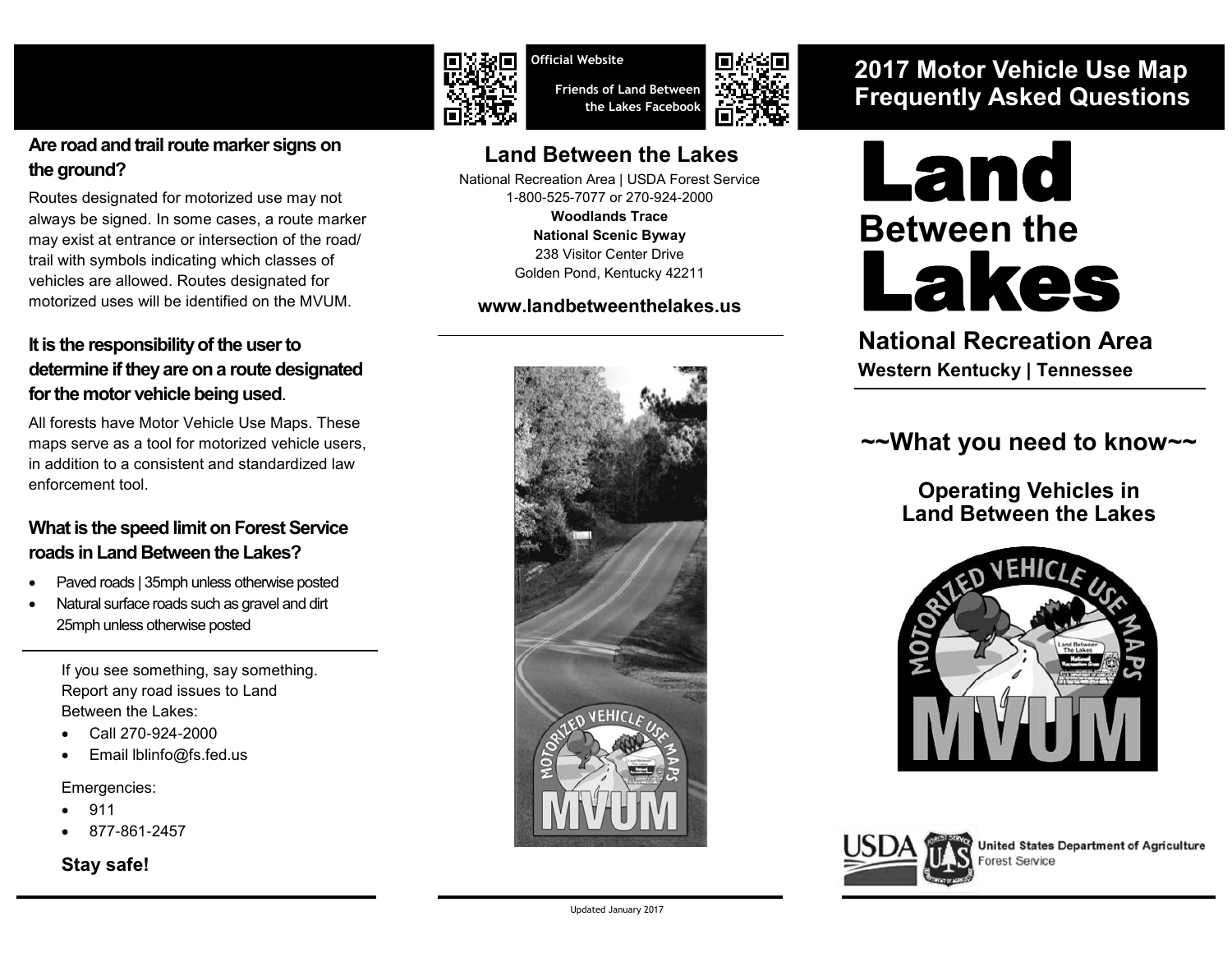# 2017 Motor Vehicle Use Map Frequently Asked Questions

# Land Between the Lakes

## National Recreation Area

**Western Kentucky | Tennessee**

## ~~What you need to know~~

### Operating Vehicles in Land Between the Lakes

**United States Department of Agriculture**
Forest Service

---

Official Website

Friends of Land Between the Lakes Facebook

## Land Between the Lakes

National Recreation Area | USDA Forest Service
1-800-525-7077 or 270-924-2000
**Woodlands Trace**
**National Scenic Byway**
238 Visitor Center Drive
Golden Pond, Kentucky 42211

**www.landbetweenthelakes.us**

Updated January 2017

---

### Are road and trail route marker signs on the ground?

Routes designated for motorized use may not always be signed. In some cases, a route marker may exist at entrance or intersection of the road/trail with symbols indicating which classes of vehicles are allowed. Routes designated for motorized uses will be identified on the MVUM.

### It is the responsibility of the user to determine if they are on a route designated for the motor vehicle being used.

All forests have Motor Vehicle Use Maps. These maps serve as a tool for motorized vehicle users, in addition to a consistent and standardized law enforcement tool.

### What is the speed limit on Forest Service roads in Land Between the Lakes?

- Paved roads | 35mph unless otherwise posted
- Natural surface roads such as gravel and dirt 25mph unless otherwise posted

If you see something, say something. Report any road issues to Land Between the Lakes:

- Call 270-924-2000
- Email lblinfo@fs.fed.us

Emergencies:

- 911
- 877-861-2457

**Stay safe!**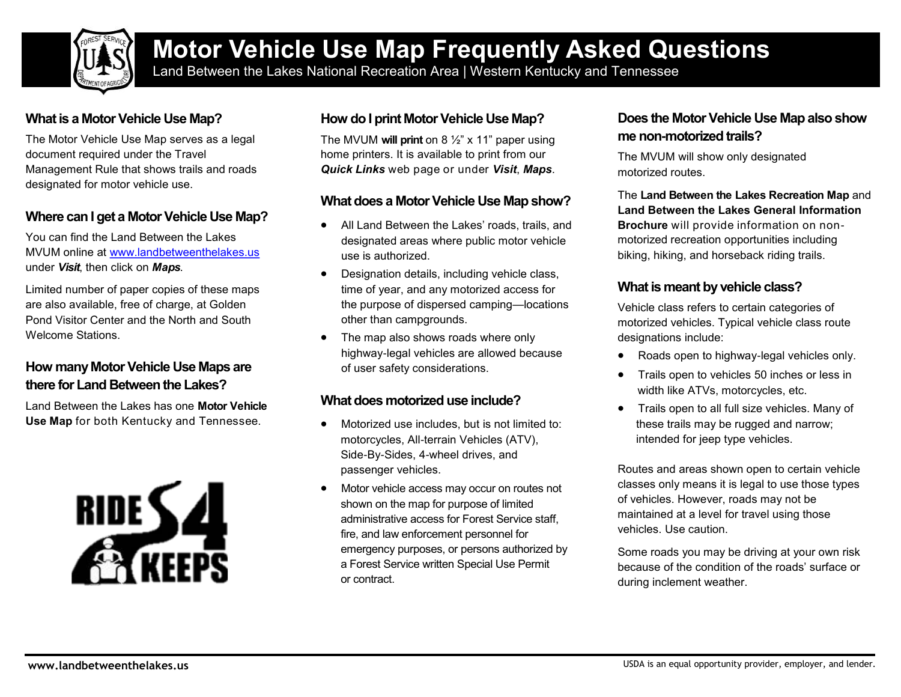# Motor Vehicle Use Map Frequently Asked Questions

Land Between the Lakes National Recreation Area | Western Kentucky and Tennessee

## What is a Motor Vehicle Use Map?

The Motor Vehicle Use Map serves as a legal document required under the Travel Management Rule that shows trails and roads designated for motor vehicle use.

## Where can I get a Motor Vehicle Use Map?

You can find the Land Between the Lakes MVUM online at www.landbetweenthelakes.us under ***Visit***, then click on ***Maps***.

Limited number of paper copies of these maps are also available, free of charge, at Golden Pond Visitor Center and the North and South Welcome Stations.

## How many Motor Vehicle Use Maps are there for Land Between the Lakes?

Land Between the Lakes has one **Motor Vehicle Use Map** for both Kentucky and Tennessee.

RIDE 4 KEEPS

## How do I print Motor Vehicle Use Map?

The MVUM **will print** on 8 ½" x 11" paper using home printers. It is available to print from our ***Quick Links*** web page or under ***Visit***, ***Maps***.

## What does a Motor Vehicle Use Map show?

- All Land Between the Lakes' roads, trails, and designated areas where public motor vehicle use is authorized.
- Designation details, including vehicle class, time of year, and any motorized access for the purpose of dispersed camping—locations other than campgrounds.
- The map also shows roads where only highway-legal vehicles are allowed because of user safety considerations.

## What does motorized use include?

- Motorized use includes, but is not limited to: motorcycles, All-terrain Vehicles (ATV), Side-By-Sides, 4-wheel drives, and passenger vehicles.
- Motor vehicle access may occur on routes not shown on the map for purpose of limited administrative access for Forest Service staff, fire, and law enforcement personnel for emergency purposes, or persons authorized by a Forest Service written Special Use Permit or contract.

## Does the Motor Vehicle Use Map also show me non-motorized trails?

The MVUM will show only designated motorized routes.

The **Land Between the Lakes Recreation Map** and **Land Between the Lakes General Information Brochure** will provide information on non-motorized recreation opportunities including biking, hiking, and horseback riding trails.

## What is meant by vehicle class?

Vehicle class refers to certain categories of motorized vehicles. Typical vehicle class route designations include:

- Roads open to highway-legal vehicles only.
- Trails open to vehicles 50 inches or less in width like ATVs, motorcycles, etc.
- Trails open to all full size vehicles. Many of these trails may be rugged and narrow; intended for jeep type vehicles.

Routes and areas shown open to certain vehicle classes only means it is legal to use those types of vehicles. However, roads may not be maintained at a level for travel using those vehicles. Use caution.

Some roads you may be driving at your own risk because of the condition of the roads' surface or during inclement weather.

www.landbetweenthelakes.us

USDA is an equal opportunity provider, employer, and lender.